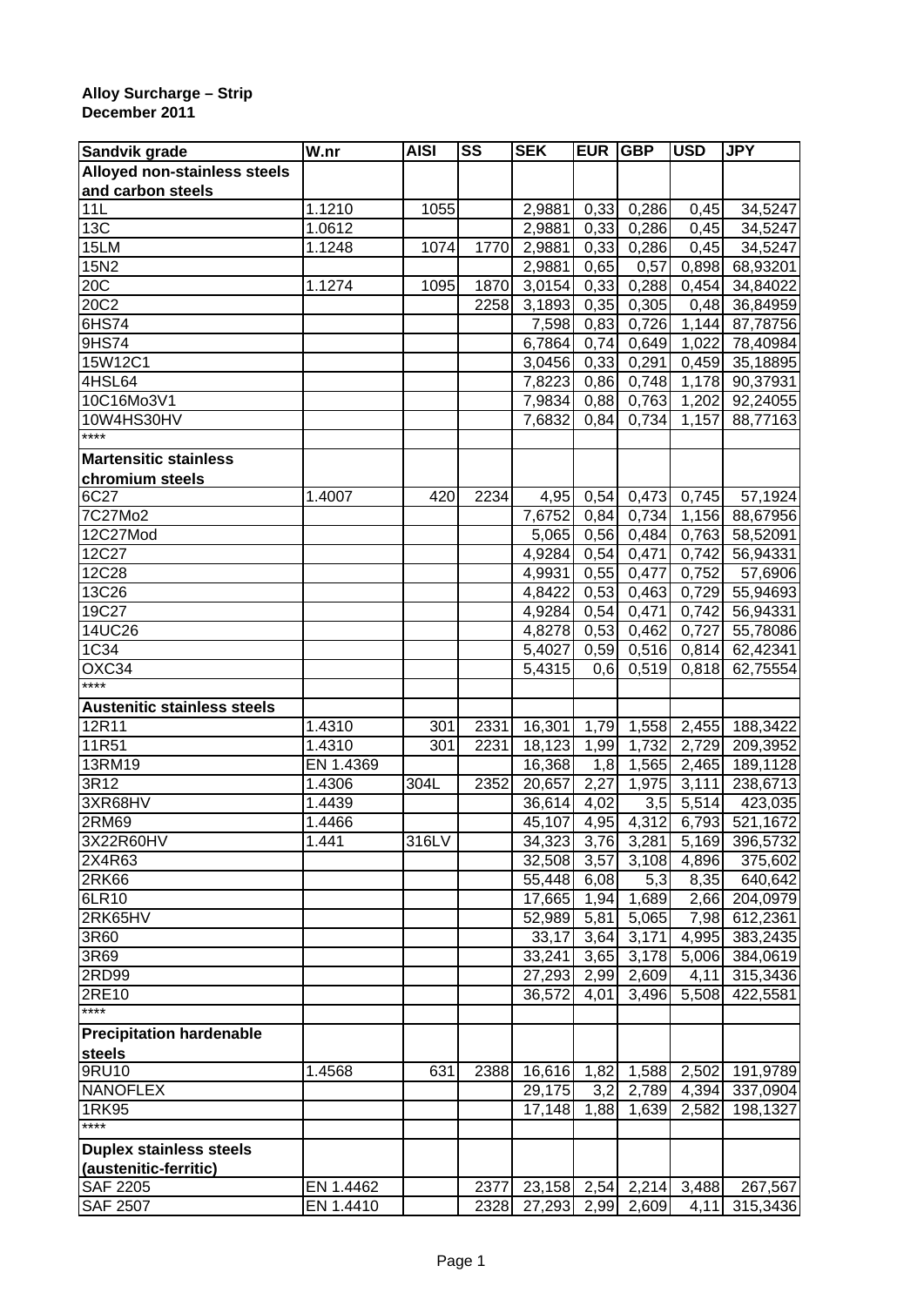**Alloy Surcharge – Strip**
**December 2011**

| Sandvik grade | W.nr | AISI | SS | SEK | EUR | GBP | USD | JPY |
|---|---|---|---|---|---|---|---|---|
| **Alloyed non-stainless steels and carbon steels** | | | | | | | | |
| 11L | 1.1210 | 1055 | | 2,9881 | 0,33 | 0,286 | 0,45 | 34,5247 |
| 13C | 1.0612 | | | 2,9881 | 0,33 | 0,286 | 0,45 | 34,5247 |
| 15LM | 1.1248 | 1074 | 1770 | 2,9881 | 0,33 | 0,286 | 0,45 | 34,5247 |
| 15N2 | | | | 2,9881 | 0,65 | 0,57 | 0,898 | 68,93201 |
| 20C | 1.1274 | 1095 | 1870 | 3,0154 | 0,33 | 0,288 | 0,454 | 34,84022 |
| 20C2 | | | 2258 | 3,1893 | 0,35 | 0,305 | 0,48 | 36,84959 |
| 6HS74 | | | | 7,598 | 0,83 | 0,726 | 1,144 | 87,78756 |
| 9HS74 | | | | 6,7864 | 0,74 | 0,649 | 1,022 | 78,40984 |
| 15W12C1 | | | | 3,0456 | 0,33 | 0,291 | 0,459 | 35,18895 |
| 4HSL64 | | | | 7,8223 | 0,86 | 0,748 | 1,178 | 90,37931 |
| 10C16Mo3V1 | | | | 7,9834 | 0,88 | 0,763 | 1,202 | 92,24055 |
| 10W4HS30HV | | | | 7,6832 | 0,84 | 0,734 | 1,157 | 88,77163 |
| **** | | | | | | | | |
| **Martensitic stainless chromium steels** | | | | | | | | |
| 6C27 | 1.4007 | 420 | 2234 | 4,95 | 0,54 | 0,473 | 0,745 | 57,1924 |
| 7C27Mo2 | | | | 7,6752 | 0,84 | 0,734 | 1,156 | 88,67956 |
| 12C27Mod | | | | 5,065 | 0,56 | 0,484 | 0,763 | 58,52091 |
| 12C27 | | | | 4,9284 | 0,54 | 0,471 | 0,742 | 56,94331 |
| 12C28 | | | | 4,9931 | 0,55 | 0,477 | 0,752 | 57,6906 |
| 13C26 | | | | 4,8422 | 0,53 | 0,463 | 0,729 | 55,94693 |
| 19C27 | | | | 4,9284 | 0,54 | 0,471 | 0,742 | 56,94331 |
| 14UC26 | | | | 4,8278 | 0,53 | 0,462 | 0,727 | 55,78086 |
| 1C34 | | | | 5,4027 | 0,59 | 0,516 | 0,814 | 62,42341 |
| OXC34 | | | | 5,4315 | 0,6 | 0,519 | 0,818 | 62,75554 |
| **** | | | | | | | | |
| **Austenitic stainless steels** | | | | | | | | |
| 12R11 | 1.4310 | 301 | 2331 | 16,301 | 1,79 | 1,558 | 2,455 | 188,3422 |
| 11R51 | 1.4310 | 301 | 2231 | 18,123 | 1,99 | 1,732 | 2,729 | 209,3952 |
| 13RM19 | EN 1.4369 | | | 16,368 | 1,8 | 1,565 | 2,465 | 189,1128 |
| 3R12 | 1.4306 | 304L | 2352 | 20,657 | 2,27 | 1,975 | 3,111 | 238,6713 |
| 3XR68HV | 1.4439 | | | 36,614 | 4,02 | 3,5 | 5,514 | 423,035 |
| 2RM69 | 1.4466 | | | 45,107 | 4,95 | 4,312 | 6,793 | 521,1672 |
| 3X22R60HV | 1.441 | 316LV | | 34,323 | 3,76 | 3,281 | 5,169 | 396,5732 |
| 2X4R63 | | | | 32,508 | 3,57 | 3,108 | 4,896 | 375,602 |
| 2RK66 | | | | 55,448 | 6,08 | 5,3 | 8,35 | 640,642 |
| 6LR10 | | | | 17,665 | 1,94 | 1,689 | 2,66 | 204,0979 |
| 2RK65HV | | | | 52,989 | 5,81 | 5,065 | 7,98 | 612,2361 |
| 3R60 | | | | 33,17 | 3,64 | 3,171 | 4,995 | 383,2435 |
| 3R69 | | | | 33,241 | 3,65 | 3,178 | 5,006 | 384,0619 |
| 2RD99 | | | | 27,293 | 2,99 | 2,609 | 4,11 | 315,3436 |
| 2RE10 | | | | 36,572 | 4,01 | 3,496 | 5,508 | 422,5581 |
| **** | | | | | | | | |
| **Precipitation hardenable steels** | | | | | | | | |
| 9RU10 | 1.4568 | 631 | 2388 | 16,616 | 1,82 | 1,588 | 2,502 | 191,9789 |
| NANOFLEX | | | | 29,175 | 3,2 | 2,789 | 4,394 | 337,0904 |
| 1RK95 | | | | 17,148 | 1,88 | 1,639 | 2,582 | 198,1327 |
| **** | | | | | | | | |
| **Duplex stainless steels (austenitic-ferritic)** | | | | | | | | |
| SAF 2205 | EN 1.4462 | | 2377 | 23,158 | 2,54 | 2,214 | 3,488 | 267,567 |
| SAF 2507 | EN 1.4410 | | 2328 | 27,293 | 2,99 | 2,609 | 4,11 | 315,3436 |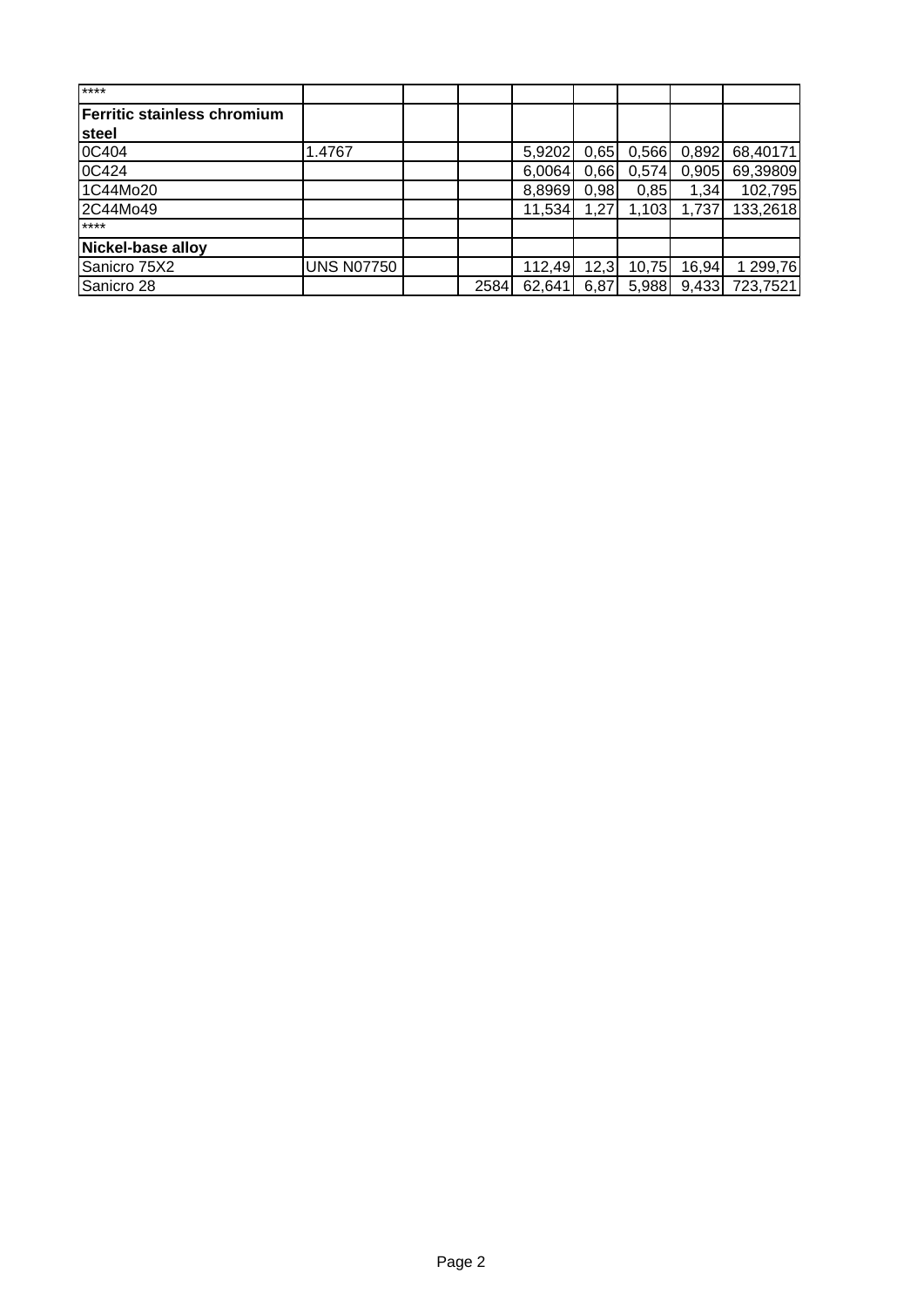| | | | | | | | | |
|---|---|---|---|---|---|---|---|---|
| **** | | | | | | | | |
| **Ferritic stainless chromium steel** | | | | | | | | |
| 0C404 | 1.4767 | | | 5,9202 | 0,65 | 0,566 | 0,892 | 68,40171 |
| 0C424 | | | | 6,0064 | 0,66 | 0,574 | 0,905 | 69,39809 |
| 1C44Mo20 | | | | 8,8969 | 0,98 | 0,85 | 1,34 | 102,795 |
| 2C44Mo49 | | | | 11,534 | 1,27 | 1,103 | 1,737 | 133,2618 |
| **** | | | | | | | | |
| **Nickel-base alloy** | | | | | | | | |
| Sanicro 75X2 | UNS N07750 | | | 112,49 | 12,3 | 10,75 | 16,94 | 1 299,76 |
| Sanicro 28 | | | 2584 | 62,641 | 6,87 | 5,988 | 9,433 | 723,7521 |